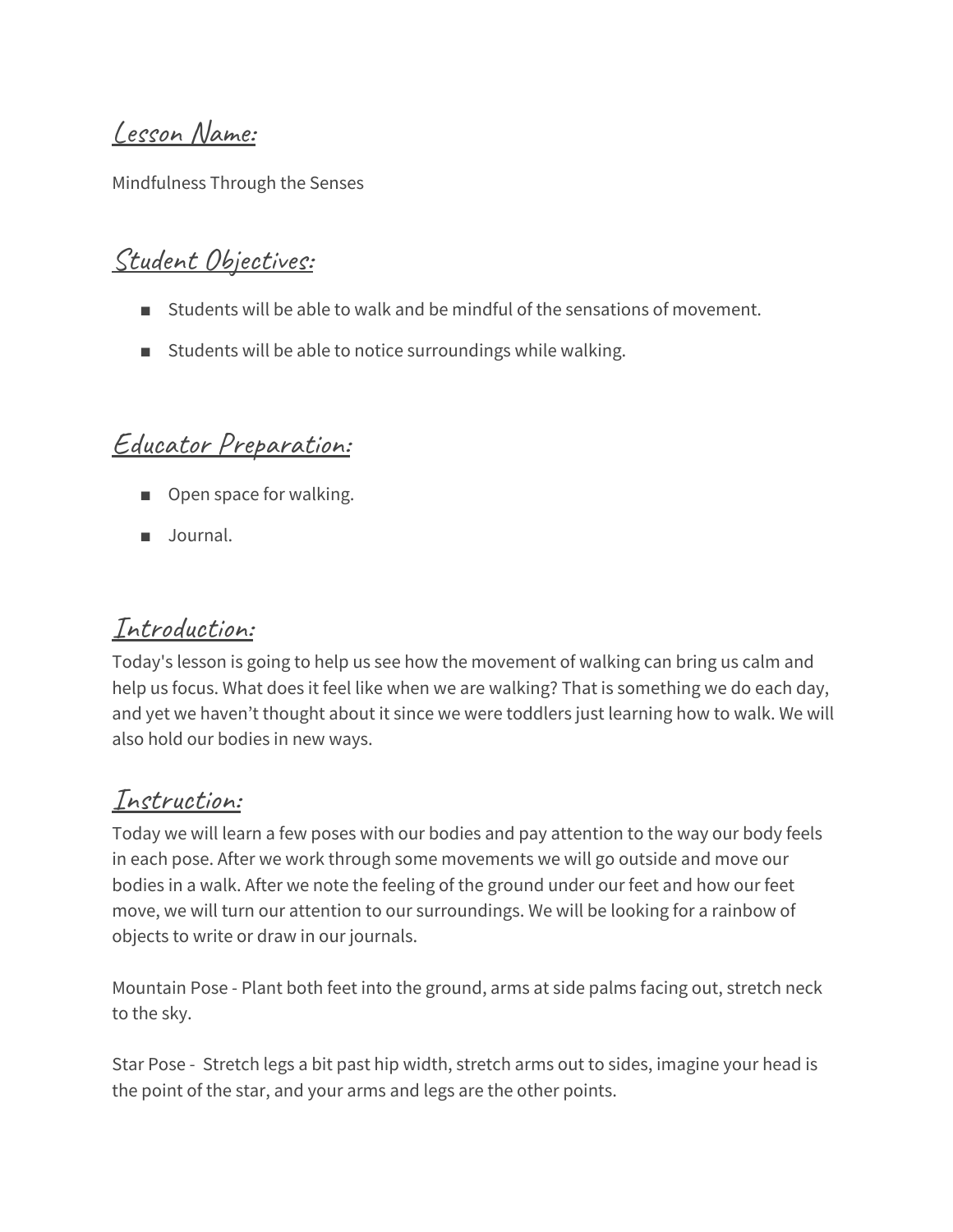## Lesson Name:

Mindfulness Through the Senses

## Student Objectives:

- Students will be able to walk and be mindful of the sensations of movement.
- Students will be able to notice surroundings while walking.

## Educator Preparation:

- Open space for walking.
- Journal.

## Introduction:

Today's lesson is going to help us see how the movement of walking can bring us calm and help us focus. What does it feel like when we are walking? That is something we do each day, and yet we haven't thought about it since we were toddlers just learning how to walk. We will also hold our bodies in new ways.

## Instruction:

Today we will learn a few poses with our bodies and pay attention to the way our body feels in each pose. After we work through some movements we will go outside and move our bodies in a walk. After we note the feeling of the ground under our feet and how our feet move, we will turn our attention to our surroundings. We will be looking for a rainbow of objects to write or draw in our journals.

Mountain Pose - Plant both feet into the ground, arms at side palms facing out, stretch neck to the sky.

Star Pose - Stretch legs a bit past hip width, stretch arms out to sides, imagine your head is the point of the star, and your arms and legs are the other points.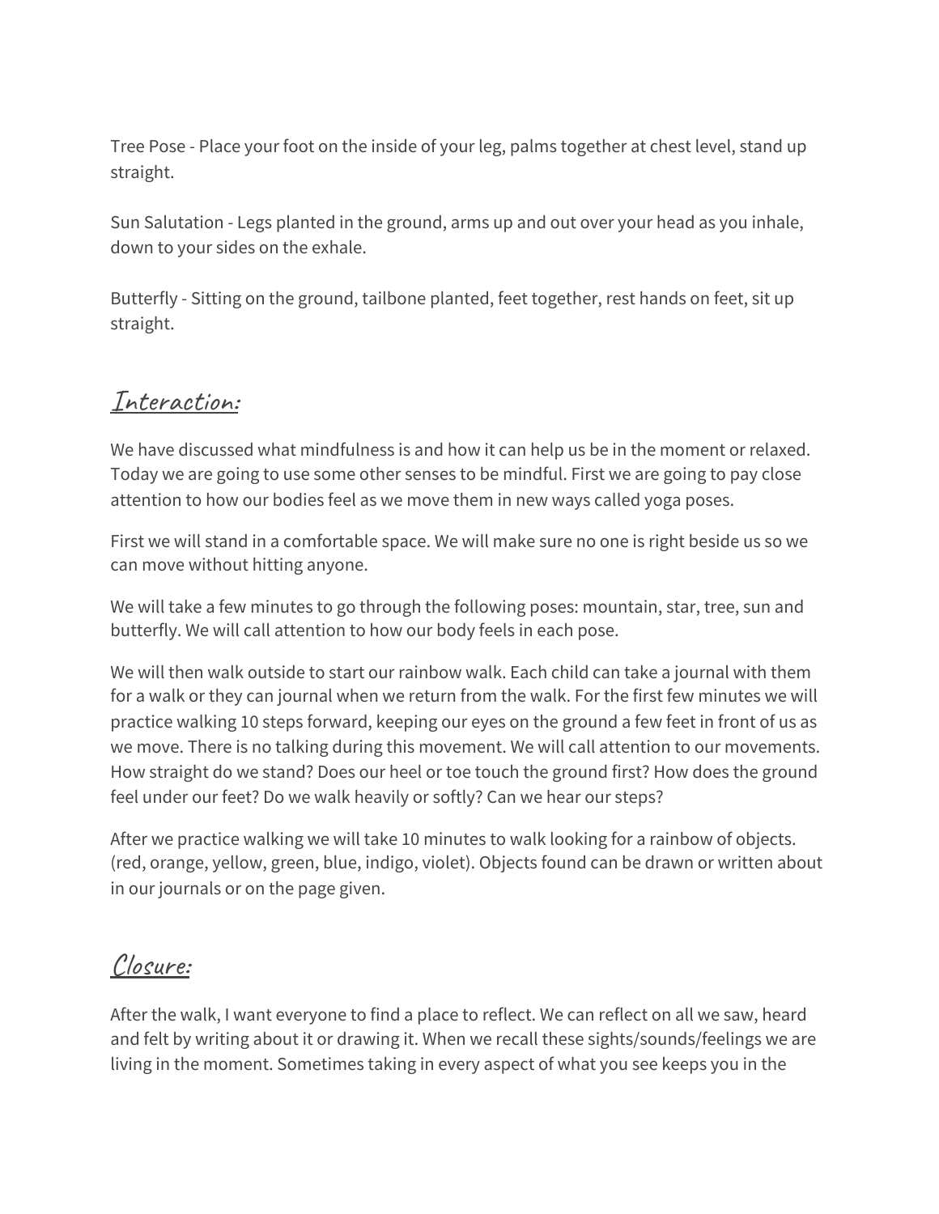Tree Pose - Place your foot on the inside of your leg, palms together at chest level, stand up straight.

Sun Salutation - Legs planted in the ground, arms up and out over your head as you inhale, down to your sides on the exhale.

Butterfly - Sitting on the ground, tailbone planted, feet together, rest hands on feet, sit up straight.

## Interaction:

We have discussed what mindfulness is and how it can help us be in the moment or relaxed. Today we are going to use some other senses to be mindful. First we are going to pay close attention to how our bodies feel as we move them in new ways called yoga poses.

First we will stand in a comfortable space. We will make sure no one is right beside us so we can move without hitting anyone.

We will take a few minutes to go through the following poses: mountain, star, tree, sun and butterfly. We will call attention to how our body feels in each pose.

We will then walk outside to start our rainbow walk. Each child can take a journal with them for a walk or they can journal when we return from the walk. For the first few minutes we will practice walking 10 steps forward, keeping our eyes on the ground a few feet in front of us as we move. There is no talking during this movement. We will call attention to our movements. How straight do we stand? Does our heel or toe touch the ground first? How does the ground feel under our feet? Do we walk heavily or softly? Can we hear our steps?

After we practice walking we will take 10 minutes to walk looking for a rainbow of objects. (red, orange, yellow, green, blue, indigo, violet). Objects found can be drawn or written about in our journals or on the page given.

## Closure:

After the walk, I want everyone to find a place to reflect. We can reflect on all we saw, heard and felt by writing about it or drawing it. When we recall these sights/sounds/feelings we are living in the moment. Sometimes taking in every aspect of what you see keeps you in the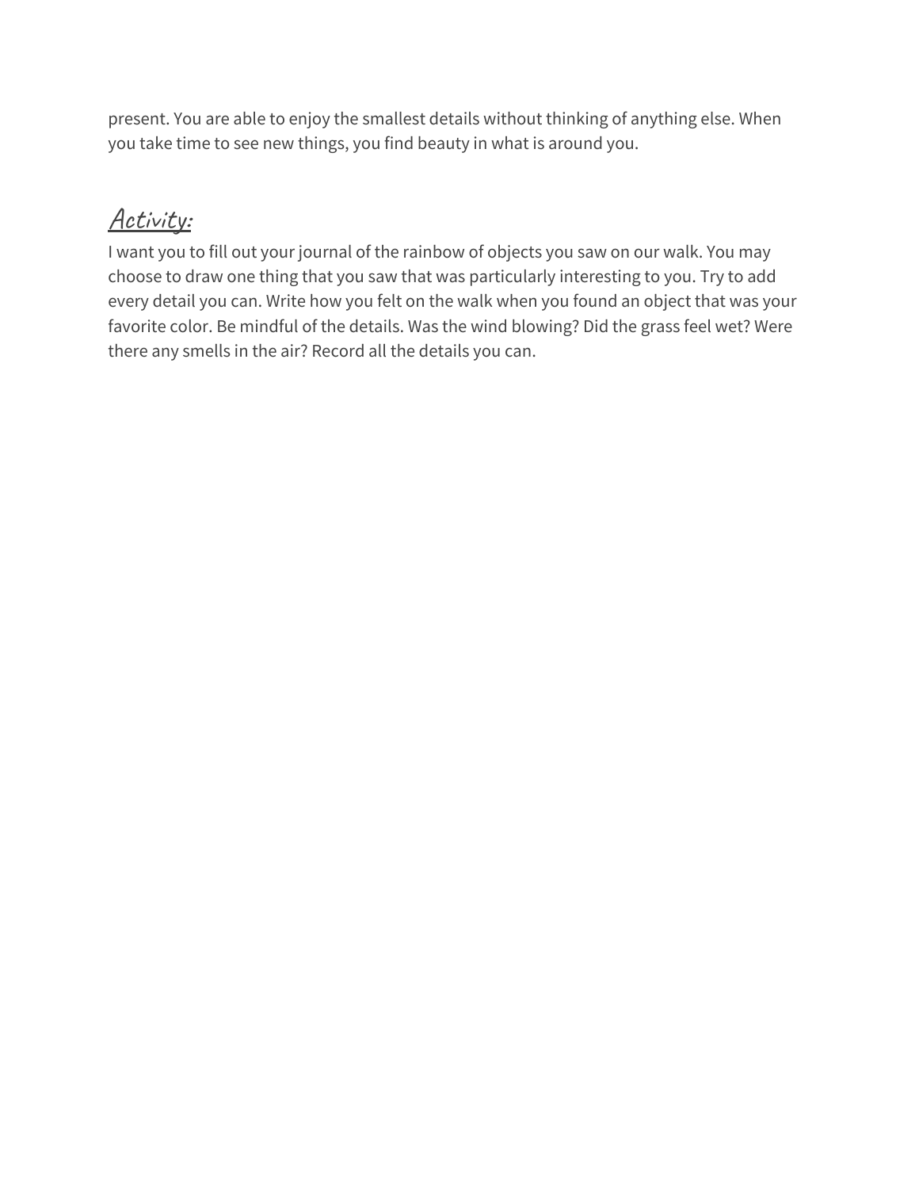present. You are able to enjoy the smallest details without thinking of anything else. When you take time to see new things, you find beauty in what is around you.

## Activity:

I want you to fill out your journal of the rainbow of objects you saw on our walk. You may choose to draw one thing that you saw that was particularly interesting to you. Try to add every detail you can. Write how you felt on the walk when you found an object that was your favorite color. Be mindful of the details. Was the wind blowing? Did the grass feel wet? Were there any smells in the air? Record all the details you can.